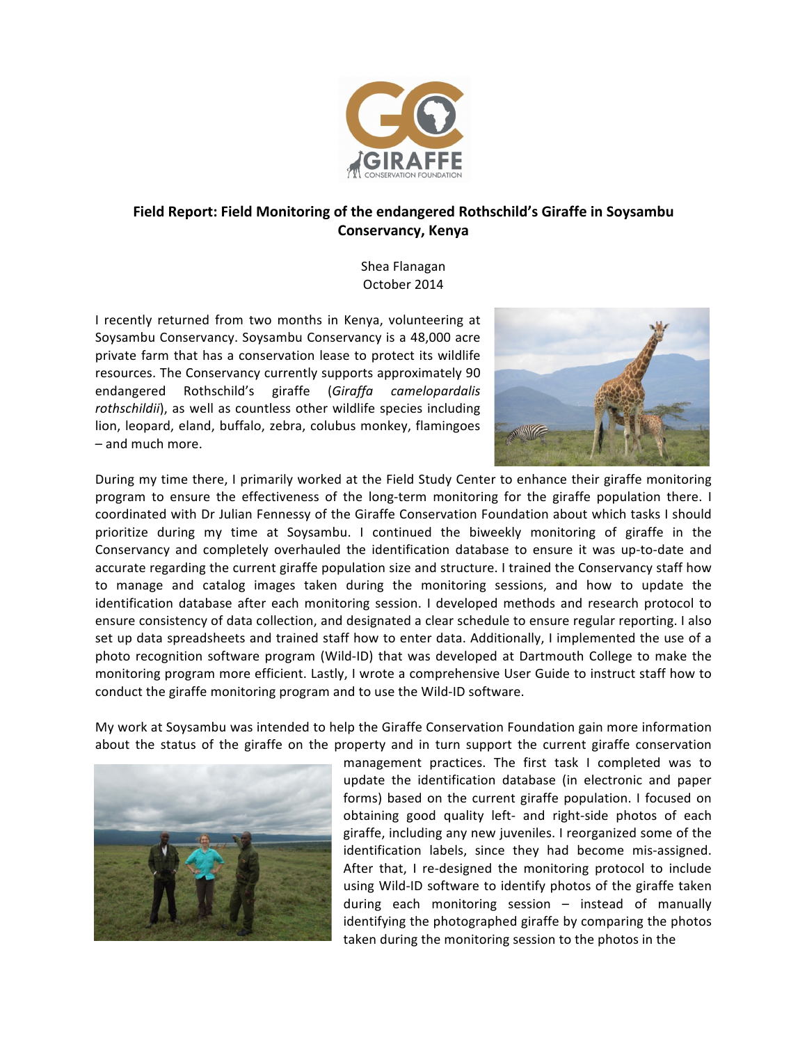## Field Report: Field Monitoring of the endangered Rothschild's Giraffe in Soysambu Conservancy, Kenya

Shea Flanagan
October 2014

I recently returned from two months in Kenya, volunteering at Soysambu Conservancy. Soysambu Conservancy is a 48,000 acre private farm that has a conservation lease to protect its wildlife resources. The Conservancy currently supports approximately 90 endangered Rothschild's giraffe (*Giraffa camelopardalis rothschildii*), as well as countless other wildlife species including lion, leopard, eland, buffalo, zebra, colubus monkey, flamingoes – and much more.

During my time there, I primarily worked at the Field Study Center to enhance their giraffe monitoring program to ensure the effectiveness of the long-term monitoring for the giraffe population there. I coordinated with Dr Julian Fennessy of the Giraffe Conservation Foundation about which tasks I should prioritize during my time at Soysambu. I continued the biweekly monitoring of giraffe in the Conservancy and completely overhauled the identification database to ensure it was up-to-date and accurate regarding the current giraffe population size and structure. I trained the Conservancy staff how to manage and catalog images taken during the monitoring sessions, and how to update the identification database after each monitoring session. I developed methods and research protocol to ensure consistency of data collection, and designated a clear schedule to ensure regular reporting. I also set up data spreadsheets and trained staff how to enter data. Additionally, I implemented the use of a photo recognition software program (Wild-ID) that was developed at Dartmouth College to make the monitoring program more efficient. Lastly, I wrote a comprehensive User Guide to instruct staff how to conduct the giraffe monitoring program and to use the Wild-ID software.

My work at Soysambu was intended to help the Giraffe Conservation Foundation gain more information about the status of the giraffe on the property and in turn support the current giraffe conservation management practices. The first task I completed was to update the identification database (in electronic and paper forms) based on the current giraffe population. I focused on obtaining good quality left- and right-side photos of each giraffe, including any new juveniles. I reorganized some of the identification labels, since they had become mis-assigned. After that, I re-designed the monitoring protocol to include using Wild-ID software to identify photos of the giraffe taken during each monitoring session – instead of manually identifying the photographed giraffe by comparing the photos taken during the monitoring session to the photos in the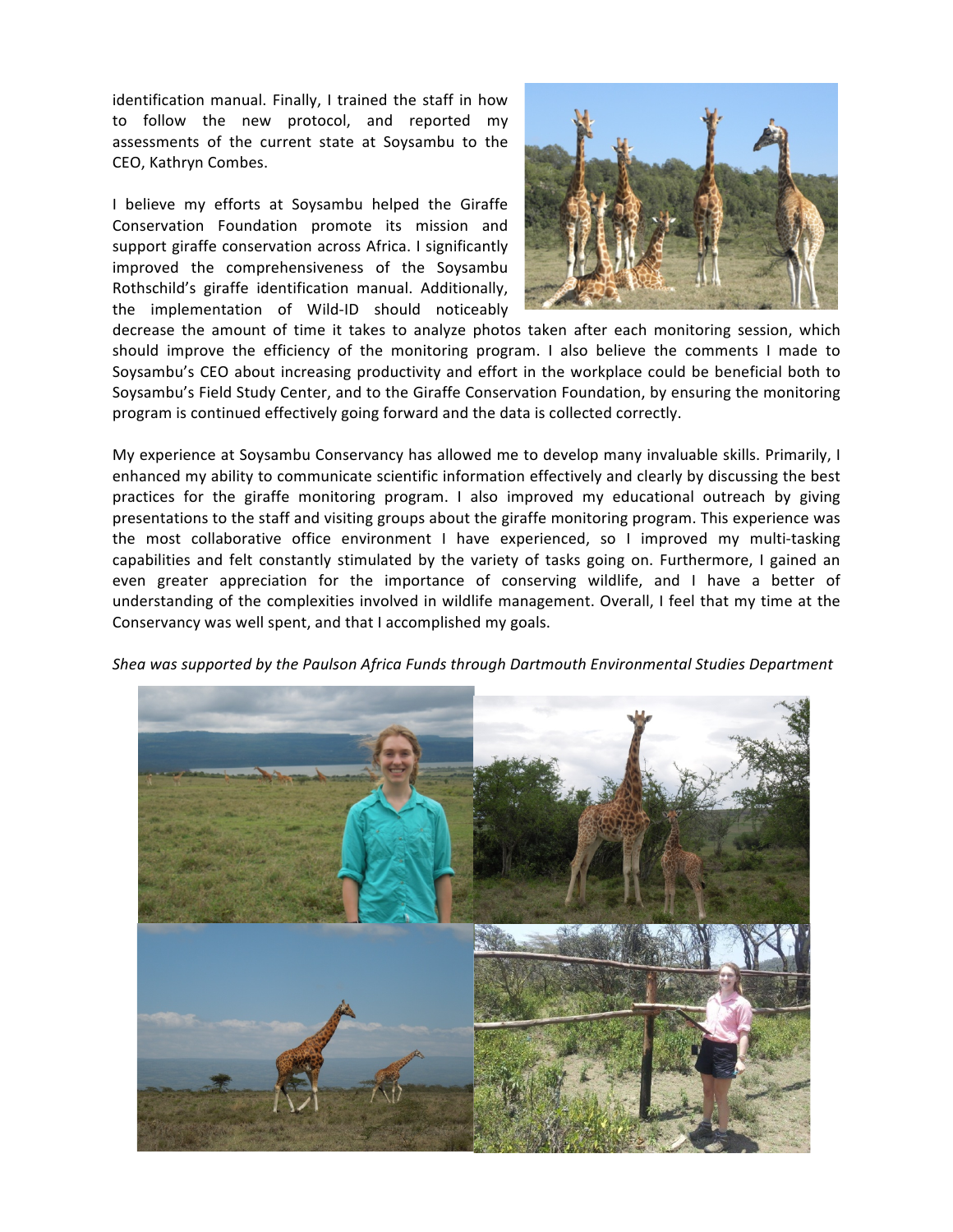identification manual. Finally, I trained the staff in how to follow the new protocol, and reported my assessments of the current state at Soysambu to the CEO, Kathryn Combes.

I believe my efforts at Soysambu helped the Giraffe Conservation Foundation promote its mission and support giraffe conservation across Africa. I significantly improved the comprehensiveness of the Soysambu Rothschild's giraffe identification manual. Additionally, the implementation of Wild-ID should noticeably decrease the amount of time it takes to analyze photos taken after each monitoring session, which should improve the efficiency of the monitoring program. I also believe the comments I made to Soysambu's CEO about increasing productivity and effort in the workplace could be beneficial both to Soysambu's Field Study Center, and to the Giraffe Conservation Foundation, by ensuring the monitoring program is continued effectively going forward and the data is collected correctly.

My experience at Soysambu Conservancy has allowed me to develop many invaluable skills. Primarily, I enhanced my ability to communicate scientific information effectively and clearly by discussing the best practices for the giraffe monitoring program. I also improved my educational outreach by giving presentations to the staff and visiting groups about the giraffe monitoring program. This experience was the most collaborative office environment I have experienced, so I improved my multi-tasking capabilities and felt constantly stimulated by the variety of tasks going on. Furthermore, I gained an even greater appreciation for the importance of conserving wildlife, and I have a better of understanding of the complexities involved in wildlife management. Overall, I feel that my time at the Conservancy was well spent, and that I accomplished my goals.

*Shea was supported by the Paulson Africa Funds through Dartmouth Environmental Studies Department*